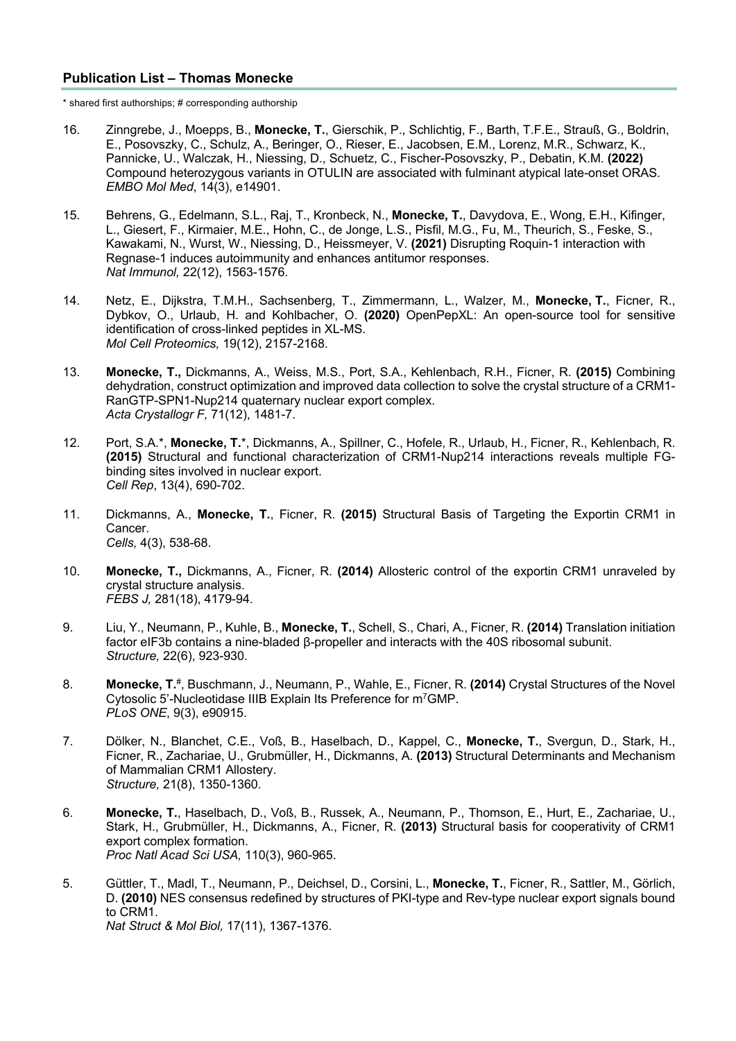### Publication List – Thomas Monecke

* shared first authorships; # corresponding authorship

16. Zinngrebe, J., Moepps, B., **Monecke, T.**, Gierschik, P., Schlichtig, F., Barth, T.F.E., Strauß, G., Boldrin, E., Posovszky, C., Schulz, A., Beringer, O., Rieser, E., Jacobsen, E.M., Lorenz, M.R., Schwarz, K., Pannicke, U., Walczak, H., Niessing, D., Schuetz, C., Fischer-Posovszky, P., Debatin, K.M. **(2022)** Compound heterozygous variants in OTULIN are associated with fulminant atypical late-onset ORAS. *EMBO Mol Med*, 14(3), e14901.

15. Behrens, G., Edelmann, S.L., Raj, T., Kronbeck, N., **Monecke, T.**, Davydova, E., Wong, E.H., Kifinger, L., Giesert, F., Kirmaier, M.E., Hohn, C., de Jonge, L.S., Pisfil, M.G., Fu, M., Theurich, S., Feske, S., Kawakami, N., Wurst, W., Niessing, D., Heissmeyer, V. **(2021)** Disrupting Roquin-1 interaction with Regnase-1 induces autoimmunity and enhances antitumor responses. *Nat Immunol,* 22(12), 1563-1576.

14. Netz, E., Dijkstra, T.M.H., Sachsenberg, T., Zimmermann, L., Walzer, M., **Monecke, T.**, Ficner, R., Dybkov, O., Urlaub, H. and Kohlbacher, O. **(2020)** OpenPepXL: An open-source tool for sensitive identification of cross-linked peptides in XL-MS. *Mol Cell Proteomics,* 19(12), 2157-2168.

13. **Monecke, T.,** Dickmanns, A., Weiss, M.S., Port, S.A., Kehlenbach, R.H., Ficner, R. **(2015)** Combining dehydration, construct optimization and improved data collection to solve the crystal structure of a CRM1-RanGTP-SPN1-Nup214 quaternary nuclear export complex. *Acta Crystallogr F,* 71(12), 1481-7.

12. Port, S.A.*, **Monecke, T.***, Dickmanns, A., Spillner, C., Hofele, R., Urlaub, H., Ficner, R., Kehlenbach, R. **(2015)** Structural and functional characterization of CRM1-Nup214 interactions reveals multiple FG-binding sites involved in nuclear export. *Cell Rep*, 13(4), 690-702.

11. Dickmanns, A., **Monecke, T.**, Ficner, R. **(2015)** Structural Basis of Targeting the Exportin CRM1 in Cancer. *Cells,* 4(3), 538-68.

10. **Monecke, T.,** Dickmanns, A., Ficner, R. **(2014)** Allosteric control of the exportin CRM1 unraveled by crystal structure analysis. *FEBS J,* 281(18), 4179-94.

9. Liu, Y., Neumann, P., Kuhle, B., **Monecke, T.**, Schell, S., Chari, A., Ficner, R. **(2014)** Translation initiation factor eIF3b contains a nine-bladed β-propeller and interacts with the 40S ribosomal subunit. *Structure,* 22(6), 923-930.

8. **Monecke, T.#**, Buschmann, J., Neumann, P., Wahle, E., Ficner, R. **(2014)** Crystal Structures of the Novel Cytosolic 5'-Nucleotidase IIIB Explain Its Preference for m[7]GMP. *PLoS ONE*, 9(3), e90915.

7. Dölker, N., Blanchet, C.E., Voß, B., Haselbach, D., Kappel, C., **Monecke, T.**, Svergun, D., Stark, H., Ficner, R., Zachariae, U., Grubmüller, H., Dickmanns, A. **(2013)** Structural Determinants and Mechanism of Mammalian CRM1 Allostery. *Structure,* 21(8), 1350-1360.

6. **Monecke, T.**, Haselbach, D., Voß, B., Russek, A., Neumann, P., Thomson, E., Hurt, E., Zachariae, U., Stark, H., Grubmüller, H., Dickmanns, A., Ficner, R. **(2013)** Structural basis for cooperativity of CRM1 export complex formation. *Proc Natl Acad Sci USA,* 110(3), 960-965.

5. Güttler, T., Madl, T., Neumann, P., Deichsel, D., Corsini, L., **Monecke, T.**, Ficner, R., Sattler, M., Görlich, D. **(2010)** NES consensus redefined by structures of PKI-type and Rev-type nuclear export signals bound to CRM1. *Nat Struct & Mol Biol,* 17(11), 1367-1376.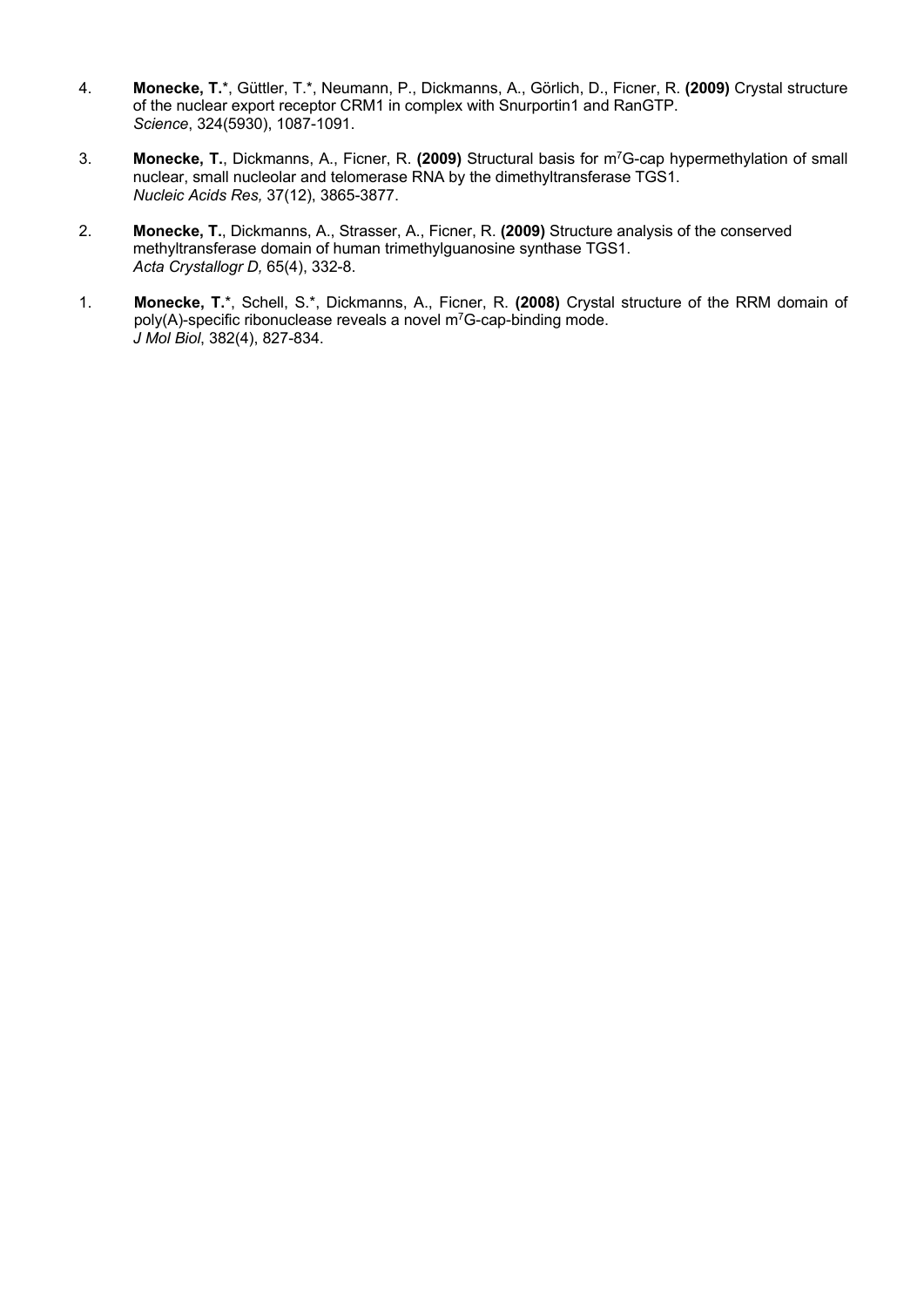4. **Monecke, T.**\*, Güttler, T.\*, Neumann, P., Dickmanns, A., Görlich, D., Ficner, R. **(2009)** Crystal structure of the nuclear export receptor CRM1 in complex with Snurportin1 and RanGTP. *Science*, 324(5930), 1087-1091.

3. **Monecke, T.**, Dickmanns, A., Ficner, R. **(2009)** Structural basis for $m^7$G-cap hypermethylation of small nuclear, small nucleolar and telomerase RNA by the dimethyltransferase TGS1. *Nucleic Acids Res,* 37(12), 3865-3877.

2. **Monecke, T.**, Dickmanns, A., Strasser, A., Ficner, R. **(2009)** Structure analysis of the conserved methyltransferase domain of human trimethylguanosine synthase TGS1. *Acta Crystallogr D,* 65(4), 332-8.

1. **Monecke, T.**\*, Schell, S.\*, Dickmanns, A., Ficner, R. **(2008)** Crystal structure of the RRM domain of poly(A)-specific ribonuclease reveals a novel $m^7$G-cap-binding mode. *J Mol Biol*, 382(4), 827-834.